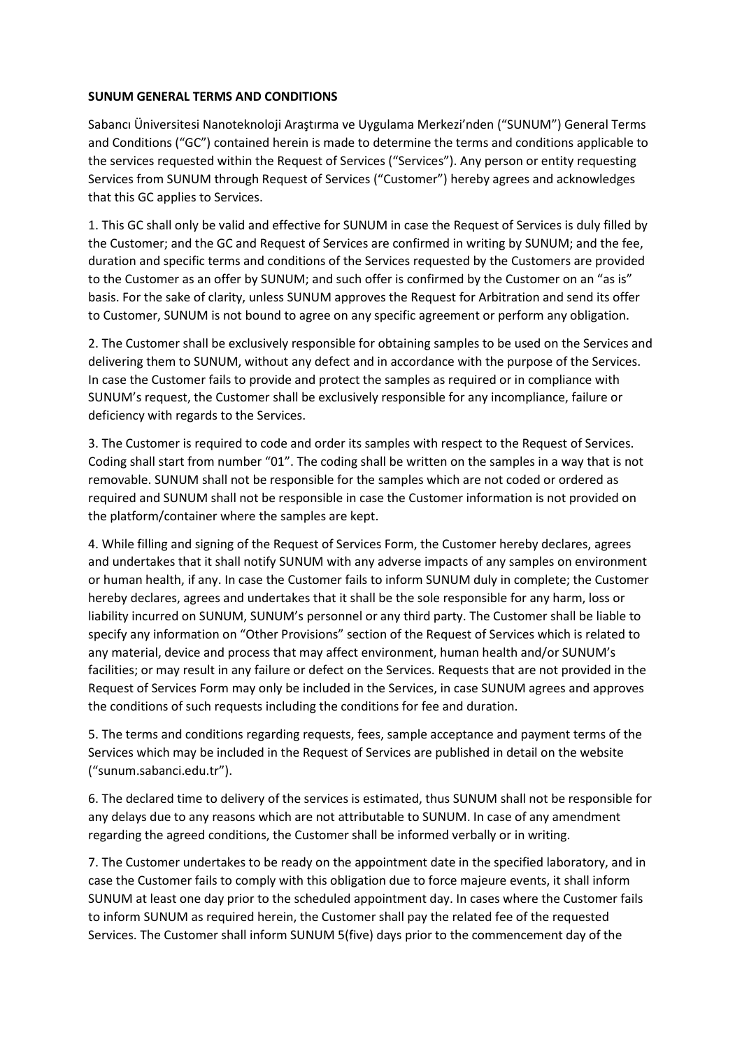**SUNUM GENERAL TERMS AND CONDITIONS**

Sabancı Üniversitesi Nanoteknoloji Araştırma ve Uygulama Merkezi'nden ("SUNUM") General Terms and Conditions ("GC") contained herein is made to determine the terms and conditions applicable to the services requested within the Request of Services ("Services"). Any person or entity requesting Services from SUNUM through Request of Services ("Customer") hereby agrees and acknowledges that this GC applies to Services.

1. This GC shall only be valid and effective for SUNUM in case the Request of Services is duly filled by the Customer; and the GC and Request of Services are confirmed in writing by SUNUM; and the fee, duration and specific terms and conditions of the Services requested by the Customers are provided to the Customer as an offer by SUNUM; and such offer is confirmed by the Customer on an "as is" basis. For the sake of clarity, unless SUNUM approves the Request for Arbitration and send its offer to Customer, SUNUM is not bound to agree on any specific agreement or perform any obligation.

2. The Customer shall be exclusively responsible for obtaining samples to be used on the Services and delivering them to SUNUM, without any defect and in accordance with the purpose of the Services. In case the Customer fails to provide and protect the samples as required or in compliance with SUNUM's request, the Customer shall be exclusively responsible for any incompliance, failure or deficiency with regards to the Services.

3. The Customer is required to code and order its samples with respect to the Request of Services. Coding shall start from number "01". The coding shall be written on the samples in a way that is not removable. SUNUM shall not be responsible for the samples which are not coded or ordered as required and SUNUM shall not be responsible in case the Customer information is not provided on the platform/container where the samples are kept.

4. While filling and signing of the Request of Services Form, the Customer hereby declares, agrees and undertakes that it shall notify SUNUM with any adverse impacts of any samples on environment or human health, if any. In case the Customer fails to inform SUNUM duly in complete; the Customer hereby declares, agrees and undertakes that it shall be the sole responsible for any harm, loss or liability incurred on SUNUM, SUNUM's personnel or any third party. The Customer shall be liable to specify any information on "Other Provisions" section of the Request of Services which is related to any material, device and process that may affect environment, human health and/or SUNUM's facilities; or may result in any failure or defect on the Services. Requests that are not provided in the Request of Services Form may only be included in the Services, in case SUNUM agrees and approves the conditions of such requests including the conditions for fee and duration.

5. The terms and conditions regarding requests, fees, sample acceptance and payment terms of the Services which may be included in the Request of Services are published in detail on the website ("sunum.sabanci.edu.tr").

6. The declared time to delivery of the services is estimated, thus SUNUM shall not be responsible for any delays due to any reasons which are not attributable to SUNUM. In case of any amendment regarding the agreed conditions, the Customer shall be informed verbally or in writing.

7. The Customer undertakes to be ready on the appointment date in the specified laboratory, and in case the Customer fails to comply with this obligation due to force majeure events, it shall inform SUNUM at least one day prior to the scheduled appointment day. In cases where the Customer fails to inform SUNUM as required herein, the Customer shall pay the related fee of the requested Services. The Customer shall inform SUNUM 5(five) days prior to the commencement day of the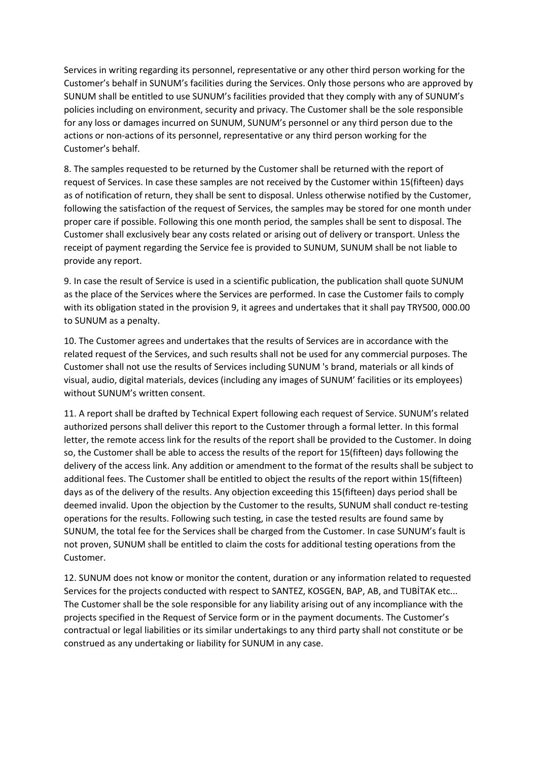Services in writing regarding its personnel, representative or any other third person working for the Customer's behalf in SUNUM's facilities during the Services. Only those persons who are approved by SUNUM shall be entitled to use SUNUM's facilities provided that they comply with any of SUNUM's policies including on environment, security and privacy. The Customer shall be the sole responsible for any loss or damages incurred on SUNUM, SUNUM's personnel or any third person due to the actions or non-actions of its personnel, representative or any third person working for the Customer's behalf.

8. The samples requested to be returned by the Customer shall be returned with the report of request of Services. In case these samples are not received by the Customer within 15(fifteen) days as of notification of return, they shall be sent to disposal. Unless otherwise notified by the Customer, following the satisfaction of the request of Services, the samples may be stored for one month under proper care if possible. Following this one month period, the samples shall be sent to disposal. The Customer shall exclusively bear any costs related or arising out of delivery or transport. Unless the receipt of payment regarding the Service fee is provided to SUNUM, SUNUM shall be not liable to provide any report.

9. In case the result of Service is used in a scientific publication, the publication shall quote SUNUM as the place of the Services where the Services are performed. In case the Customer fails to comply with its obligation stated in the provision 9, it agrees and undertakes that it shall pay TRY500, 000.00 to SUNUM as a penalty.

10. The Customer agrees and undertakes that the results of Services are in accordance with the related request of the Services, and such results shall not be used for any commercial purposes. The Customer shall not use the results of Services including SUNUM 's brand, materials or all kinds of visual, audio, digital materials, devices (including any images of SUNUM' facilities or its employees) without SUNUM's written consent.

11. A report shall be drafted by Technical Expert following each request of Service. SUNUM's related authorized persons shall deliver this report to the Customer through a formal letter. In this formal letter, the remote access link for the results of the report shall be provided to the Customer. In doing so, the Customer shall be able to access the results of the report for 15(fifteen) days following the delivery of the access link. Any addition or amendment to the format of the results shall be subject to additional fees. The Customer shall be entitled to object the results of the report within 15(fifteen) days as of the delivery of the results. Any objection exceeding this 15(fifteen) days period shall be deemed invalid. Upon the objection by the Customer to the results, SUNUM shall conduct re-testing operations for the results. Following such testing, in case the tested results are found same by SUNUM, the total fee for the Services shall be charged from the Customer. In case SUNUM's fault is not proven, SUNUM shall be entitled to claim the costs for additional testing operations from the Customer.

12. SUNUM does not know or monitor the content, duration or any information related to requested Services for the projects conducted with respect to SANTEZ, KOSGEN, BAP, AB, and TUBİTAK etc... The Customer shall be the sole responsible for any liability arising out of any incompliance with the projects specified in the Request of Service form or in the payment documents. The Customer's contractual or legal liabilities or its similar undertakings to any third party shall not constitute or be construed as any undertaking or liability for SUNUM in any case.